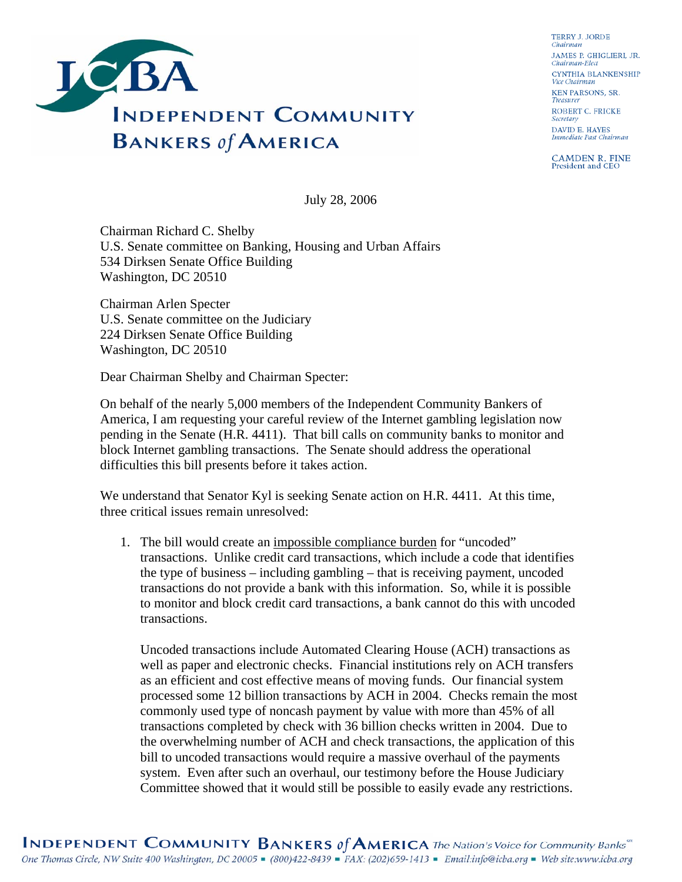# INDEPENDENT COMMUNITY BANKERS *of* AMERICA

TERRY J. JORDE
*Chairman*
JAMES P. GHIGLIERI, JR.
*Chairman-Elect*
CYNTHIA BLANKENSHIP
*Vice Chairman*
KEN PARSONS, SR.
*Treasurer*
ROBERT C. FRICKE
*Secretary*
DAVID E. HAYES
*Immediate Past Chairman*

CAMDEN R. FINE
President and CEO

July 28, 2006

Chairman Richard C. Shelby
U.S. Senate committee on Banking, Housing and Urban Affairs
534 Dirksen Senate Office Building
Washington, DC 20510

Chairman Arlen Specter
U.S. Senate committee on the Judiciary
224 Dirksen Senate Office Building
Washington, DC 20510

Dear Chairman Shelby and Chairman Specter:

On behalf of the nearly 5,000 members of the Independent Community Bankers of America, I am requesting your careful review of the Internet gambling legislation now pending in the Senate (H.R. 4411). That bill calls on community banks to monitor and block Internet gambling transactions. The Senate should address the operational difficulties this bill presents before it takes action.

We understand that Senator Kyl is seeking Senate action on H.R. 4411. At this time, three critical issues remain unresolved:

1. The bill would create an impossible compliance burden for "uncoded" transactions. Unlike credit card transactions, which include a code that identifies the type of business – including gambling – that is receiving payment, uncoded transactions do not provide a bank with this information. So, while it is possible to monitor and block credit card transactions, a bank cannot do this with uncoded transactions.

   Uncoded transactions include Automated Clearing House (ACH) transactions as well as paper and electronic checks. Financial institutions rely on ACH transfers as an efficient and cost effective means of moving funds. Our financial system processed some 12 billion transactions by ACH in 2004. Checks remain the most commonly used type of noncash payment by value with more than 45% of all transactions completed by check with 36 billion checks written in 2004. Due to the overwhelming number of ACH and check transactions, the application of this bill to uncoded transactions would require a massive overhaul of the payments system. Even after such an overhaul, our testimony before the House Judiciary Committee showed that it would still be possible to easily evade any restrictions.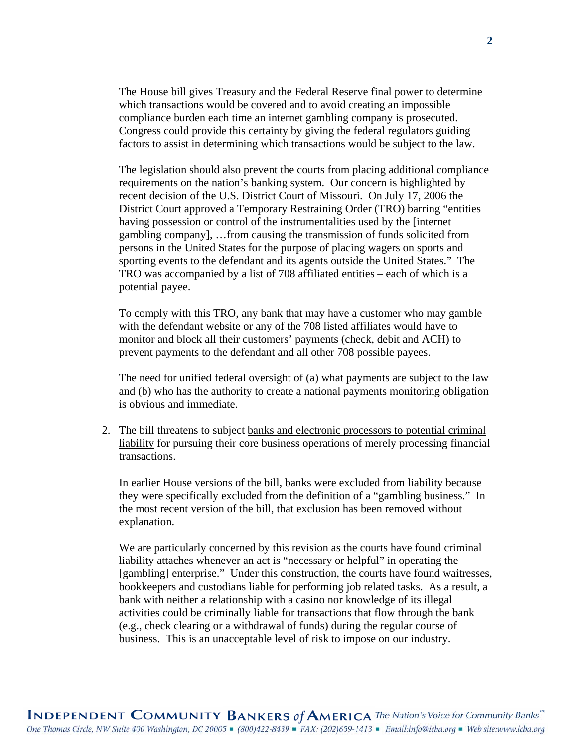The House bill gives Treasury and the Federal Reserve final power to determine which transactions would be covered and to avoid creating an impossible compliance burden each time an internet gambling company is prosecuted. Congress could provide this certainty by giving the federal regulators guiding factors to assist in determining which transactions would be subject to the law.

The legislation should also prevent the courts from placing additional compliance requirements on the nation's banking system. Our concern is highlighted by recent decision of the U.S. District Court of Missouri. On July 17, 2006 the District Court approved a Temporary Restraining Order (TRO) barring "entities having possession or control of the instrumentalities used by the [internet gambling company], …from causing the transmission of funds solicited from persons in the United States for the purpose of placing wagers on sports and sporting events to the defendant and its agents outside the United States." The TRO was accompanied by a list of 708 affiliated entities – each of which is a potential payee.

To comply with this TRO, any bank that may have a customer who may gamble with the defendant website or any of the 708 listed affiliates would have to monitor and block all their customers' payments (check, debit and ACH) to prevent payments to the defendant and all other 708 possible payees.

The need for unified federal oversight of (a) what payments are subject to the law and (b) who has the authority to create a national payments monitoring obligation is obvious and immediate.

2. The bill threatens to subject <u>banks and electronic processors to potential criminal liability</u> for pursuing their core business operations of merely processing financial transactions.

   In earlier House versions of the bill, banks were excluded from liability because they were specifically excluded from the definition of a "gambling business." In the most recent version of the bill, that exclusion has been removed without explanation.

   We are particularly concerned by this revision as the courts have found criminal liability attaches whenever an act is "necessary or helpful" in operating the [gambling] enterprise." Under this construction, the courts have found waitresses, bookkeepers and custodians liable for performing job related tasks. As a result, a bank with neither a relationship with a casino nor knowledge of its illegal activities could be criminally liable for transactions that flow through the bank (e.g., check clearing or a withdrawal of funds) during the regular course of business. This is an unacceptable level of risk to impose on our industry.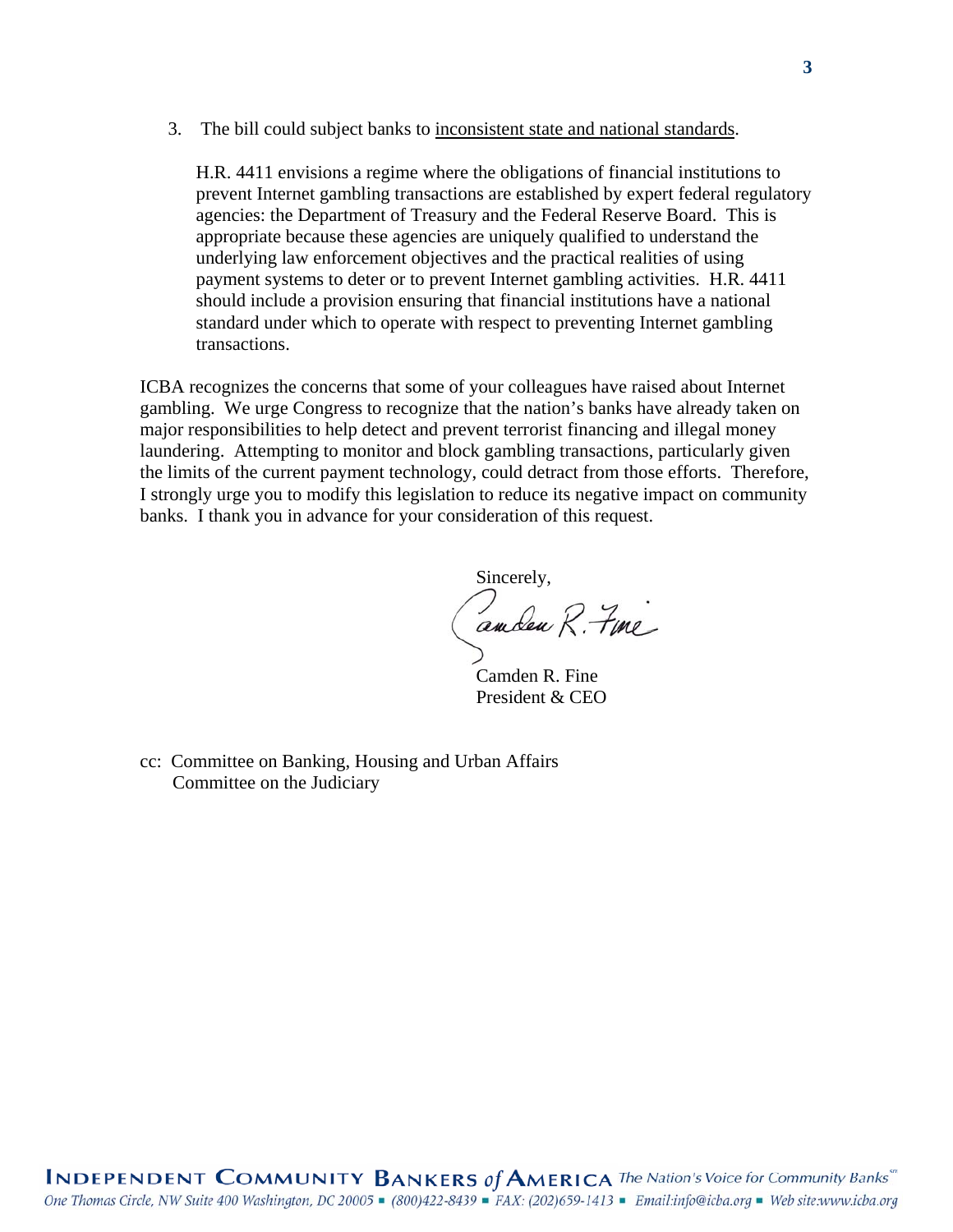3. The bill could subject banks to inconsistent state and national standards.

   H.R. 4411 envisions a regime where the obligations of financial institutions to prevent Internet gambling transactions are established by expert federal regulatory agencies: the Department of Treasury and the Federal Reserve Board. This is appropriate because these agencies are uniquely qualified to understand the underlying law enforcement objectives and the practical realities of using payment systems to deter or to prevent Internet gambling activities. H.R. 4411 should include a provision ensuring that financial institutions have a national standard under which to operate with respect to preventing Internet gambling transactions.

ICBA recognizes the concerns that some of your colleagues have raised about Internet gambling. We urge Congress to recognize that the nation's banks have already taken on major responsibilities to help detect and prevent terrorist financing and illegal money laundering. Attempting to monitor and block gambling transactions, particularly given the limits of the current payment technology, could detract from those efforts. Therefore, I strongly urge you to modify this legislation to reduce its negative impact on community banks. I thank you in advance for your consideration of this request.

Sincerely,

Camden R. Fine

Camden R. Fine
President & CEO

cc: Committee on Banking, Housing and Urban Affairs
Committee on the Judiciary

**INDEPENDENT COMMUNITY BANKERS *of* AMERICA** *The Nation's Voice for Community Banks*[sm]

*One Thomas Circle, NW Suite 400 Washington, DC 20005 ▪ (800)422-8439 ▪ FAX: (202)659-1413 ▪ Email:info@icba.org ▪ Web site:www.icba.org*